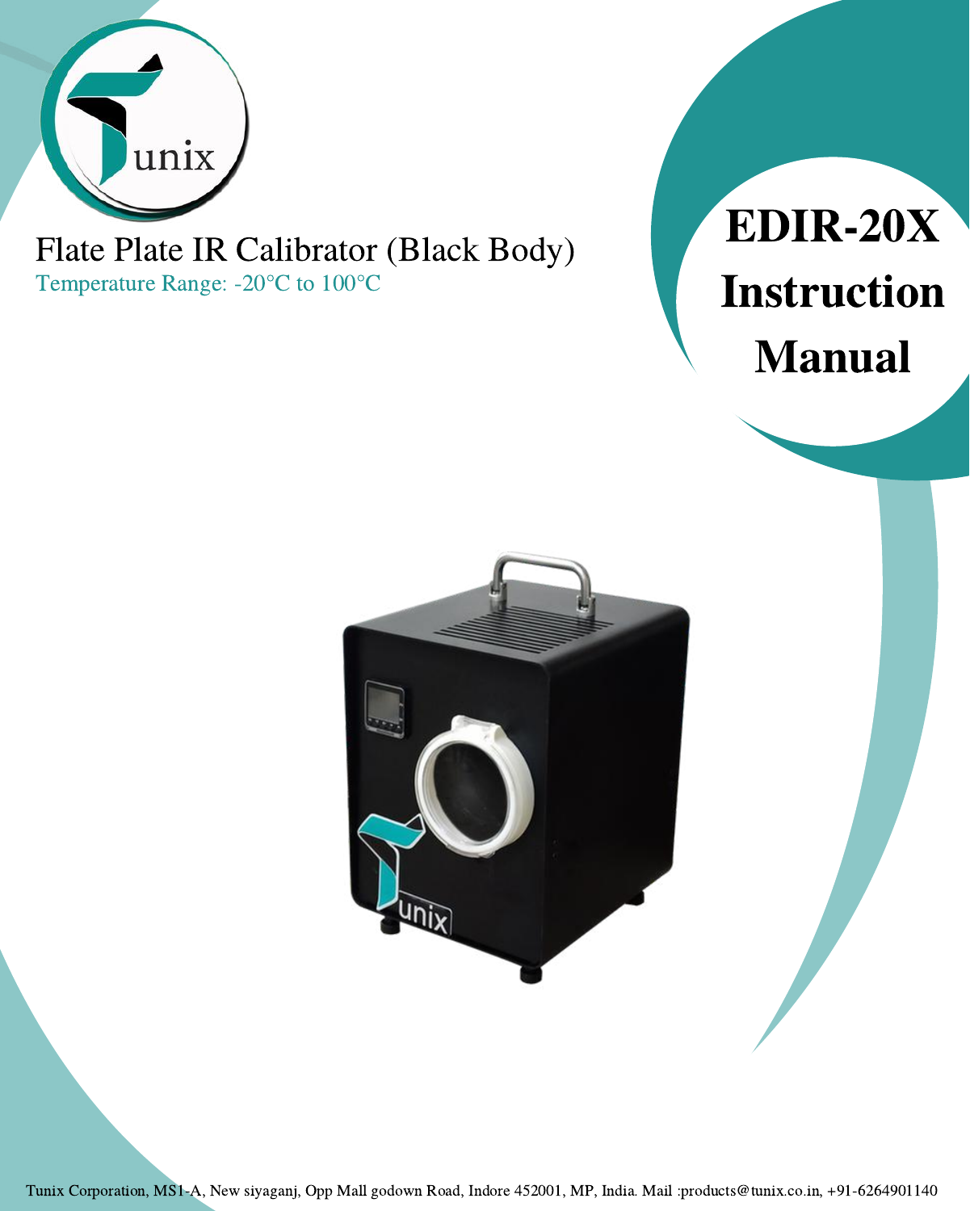Flate Plate IR Calibrator (Black Body)

Temperature Range: -20°C to 100°C

# EDIR-20X Instruction Manual

Tunix Corporation, MS1-A, New siyaganj, Opp Mall godown Road, Indore 452001, MP, India. Mail :products@tunix.co.in, +91-6264901140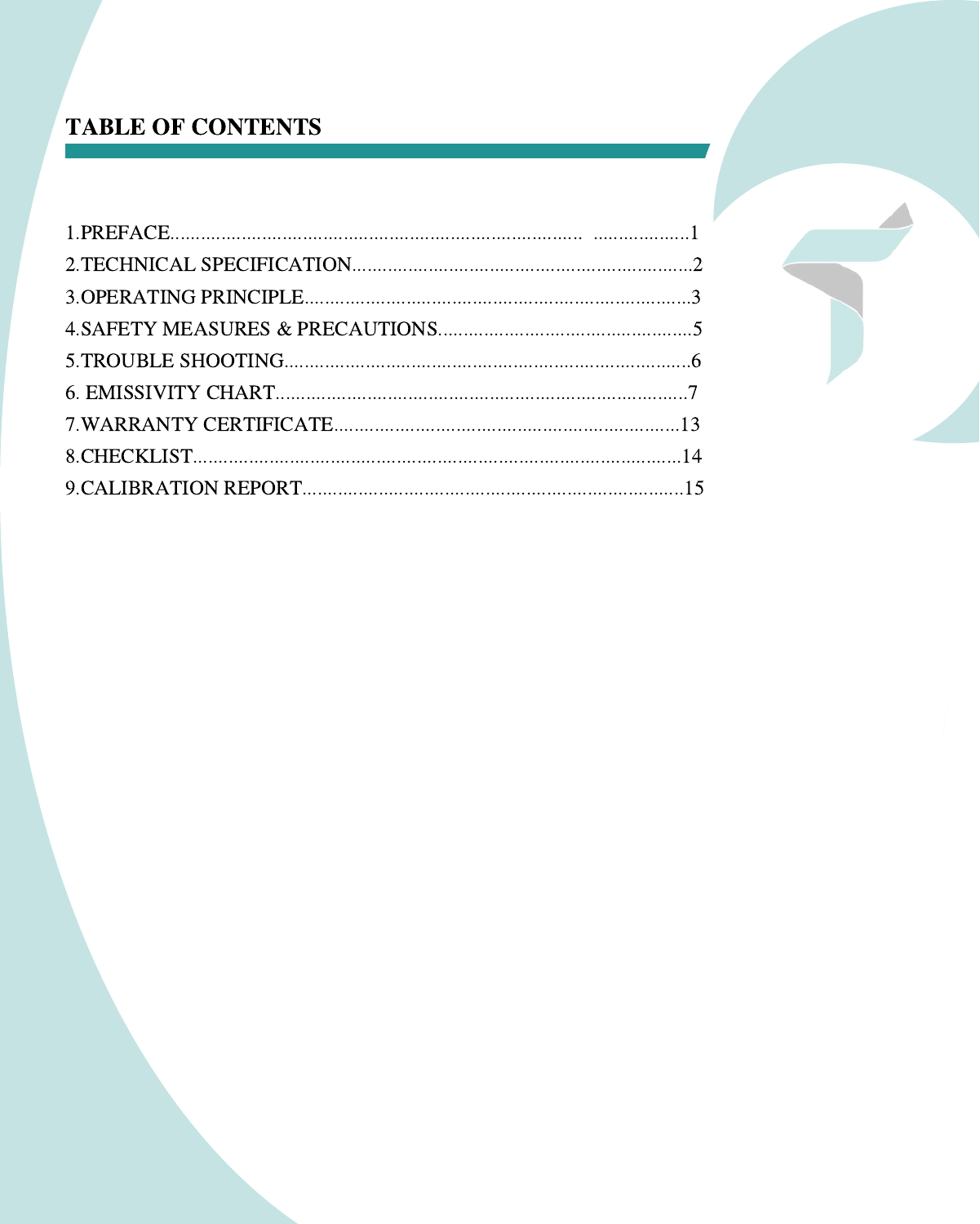# TABLE OF CONTENTS

1.PREFACE.......................................................................................1
2.TECHNICAL SPECIFICATION...................................................................2
3.OPERATING PRINCIPLE..........................................................................3
4.SAFETY MEASURES & PRECAUTIONS.......................................................5
5.TROUBLE SHOOTING.............................................................................6
6. EMISSIVITY CHART...............................................................................7
7.WARRANTY CERTIFICATE.....................................................................13
8.CHECKLIST..........................................................................................14
9.CALIBRATION REPORT.........................................................................15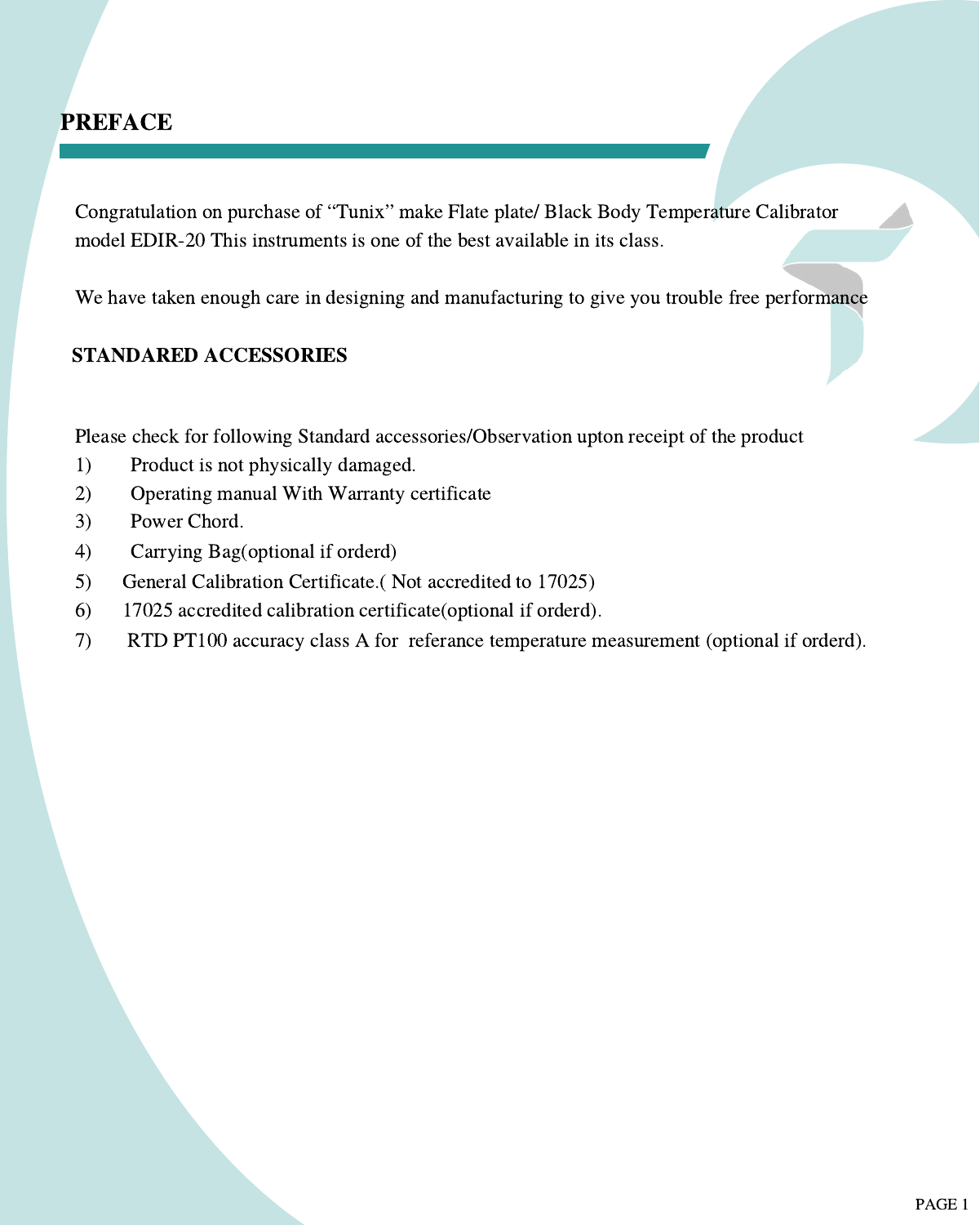# PREFACE

Congratulation on purchase of "Tunix" make Flate plate/ Black Body Temperature Calibrator model EDIR-20 This instruments is one of the best available in its class.

We have taken enough care in designing and manufacturing to give you trouble free performance

## STANDARED ACCESSORIES

Please check for following Standard accessories/Observation upton receipt of the product

1) Product is not physically damaged.
2) Operating manual With Warranty certificate
3) Power Chord.
4) Carrying Bag(optional if orderd)
5) General Calibration Certificate.( Not accredited to 17025)
6) 17025 accredited calibration certificate(optional if orderd).
7) RTD PT100 accuracy class A for referance temperature measurement (optional if orderd).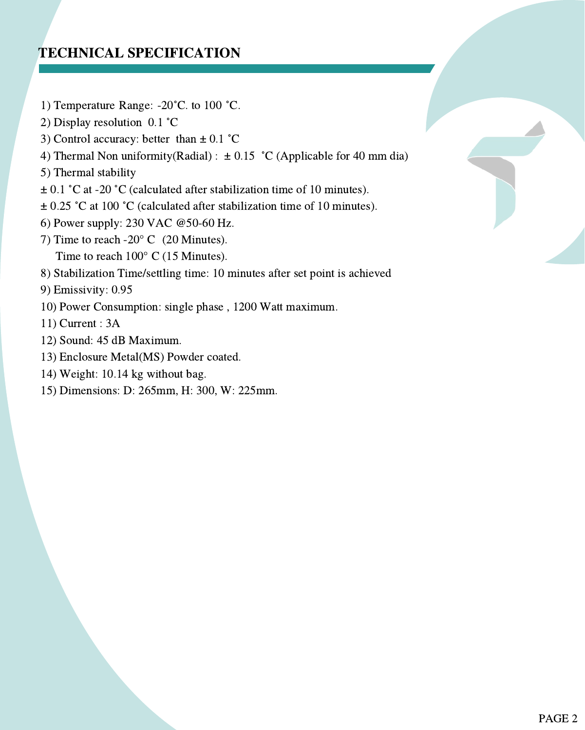# TECHNICAL SPECIFICATION

1) Temperature Range: -20˚C. to 100 ˚C.
2) Display resolution 0.1 ˚C
3) Control accuracy: better than ± 0.1 ˚C
4) Thermal Non uniformity(Radial) : ± 0.15 ˚C (Applicable for 40 mm dia)
5) Thermal stability
± 0.1 ˚C at -20 ˚C (calculated after stabilization time of 10 minutes).
± 0.25 ˚C at 100 ˚C (calculated after stabilization time of 10 minutes).
6) Power supply: 230 VAC @50-60 Hz.
7) Time to reach -20° C (20 Minutes).
   Time to reach 100° C (15 Minutes).
8) Stabilization Time/settling time: 10 minutes after set point is achieved
9) Emissivity: 0.95
10) Power Consumption: single phase , 1200 Watt maximum.
11) Current : 3A
12) Sound: 45 dB Maximum.
13) Enclosure Metal(MS) Powder coated.
14) Weight: 10.14 kg without bag.
15) Dimensions: D: 265mm, H: 300, W: 225mm.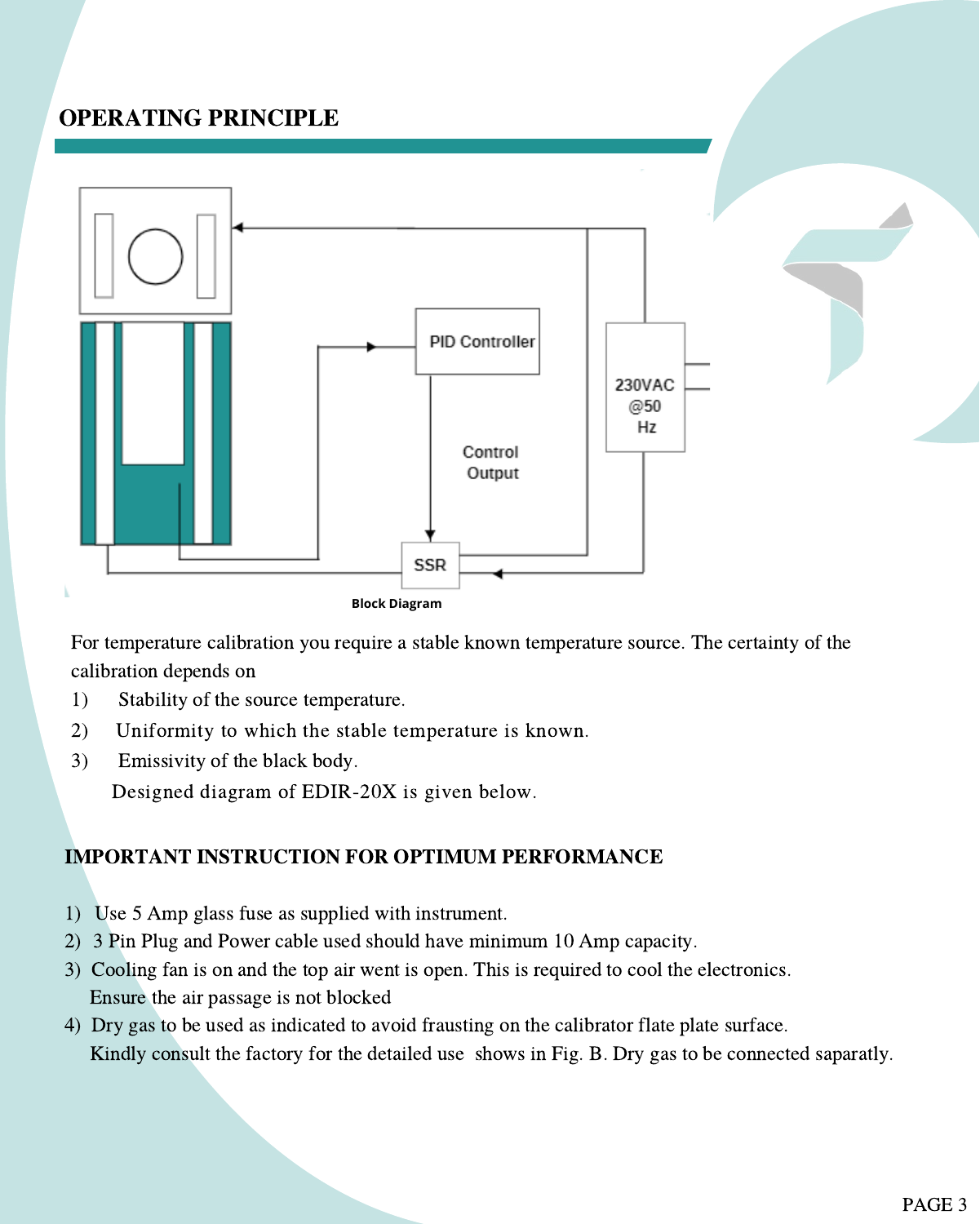## OPERATING PRINCIPLE

PID Controller

Control Output

230VAC @50 Hz

SSR

Block Diagram

For temperature calibration you require a stable known temperature source. The certainty of the calibration depends on

1) Stability of the source temperature.
2) Uniformity to which the stable temperature is known.
3) Emissivity of the black body.

Designed diagram of EDIR-20X is given below.

## IMPORTANT INSTRUCTION FOR OPTIMUM PERFORMANCE

1) Use 5 Amp glass fuse as supplied with instrument.
2) 3 Pin Plug and Power cable used should have minimum 10 Amp capacity.
3) Cooling fan is on and the top air went is open. This is required to cool the electronics. Ensure the air passage is not blocked
4) Dry gas to be used as indicated to avoid frausting on the calibrator flate plate surface. Kindly consult the factory for the detailed use shows in Fig. B. Dry gas to be connected saparatly.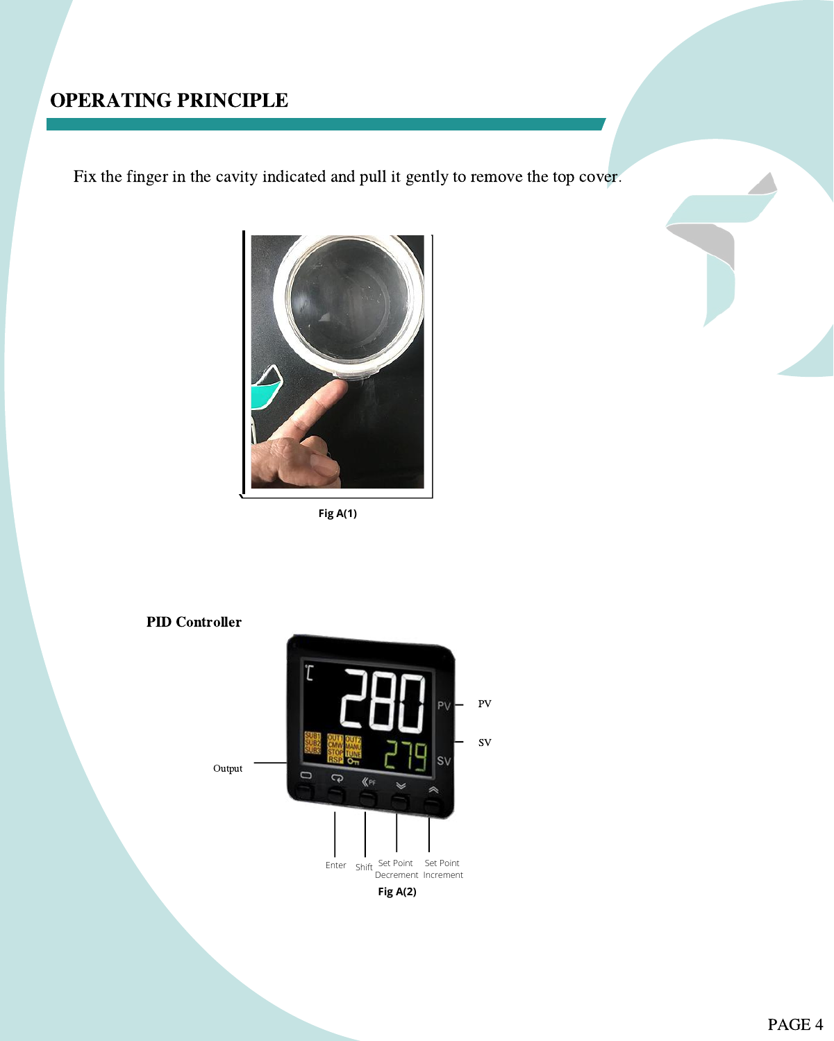# OPERATING PRINCIPLE

Fix the finger in the cavity indicated and pull it gently to remove the top cover.

Fig A(1)

**PID Controller**

PV

SV

Output

Enter Shift Set Point Decrement Set Point Increment

Fig A(2)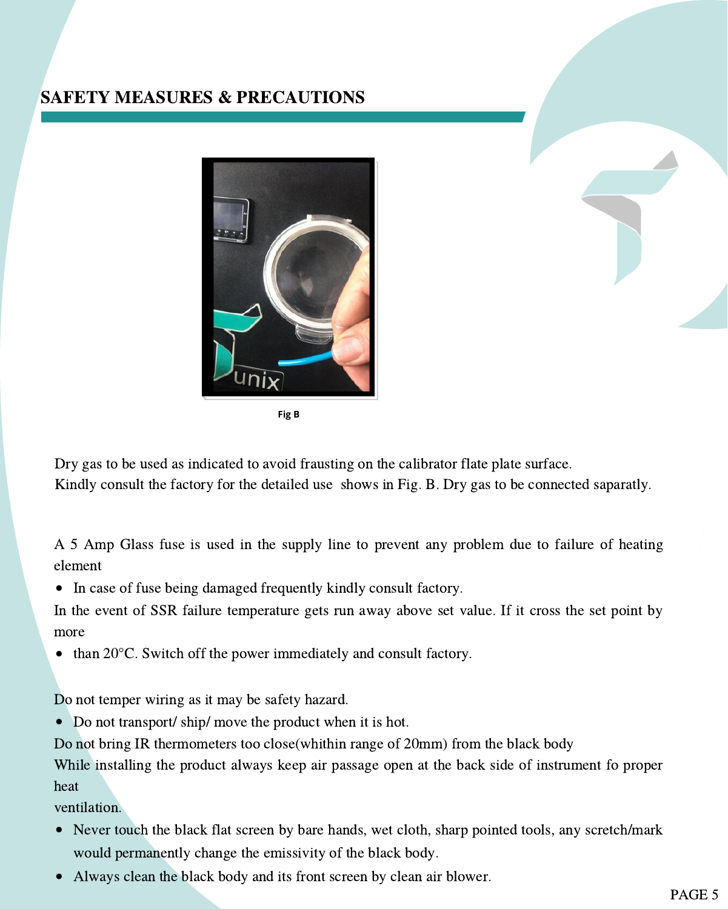## SAFETY MEASURES & PRECAUTIONS

Fig B

Dry gas to be used as indicated to avoid frausting on the calibrator flate plate surface.
Kindly consult the factory for the detailed use shows in Fig. B. Dry gas to be connected saparatly.

A 5 Amp Glass fuse is used in the supply line to prevent any problem due to failure of heating element

- In case of fuse being damaged frequently kindly consult factory.

In the event of SSR failure temperature gets run away above set value. If it cross the set point by more

- than 20°C. Switch off the power immediately and consult factory.

Do not temper wiring as it may be safety hazard.

- Do not transport/ ship/ move the product when it is hot.

Do not bring IR thermometers too close(whithin range of 20mm) from the black body
While installing the product always keep air passage open at the back side of instrument fo proper heat
ventilation.

- Never touch the black flat screen by bare hands, wet cloth, sharp pointed tools, any scretch/mark would permanently change the emissivity of the black body.
- Always clean the black body and its front screen by clean air blower.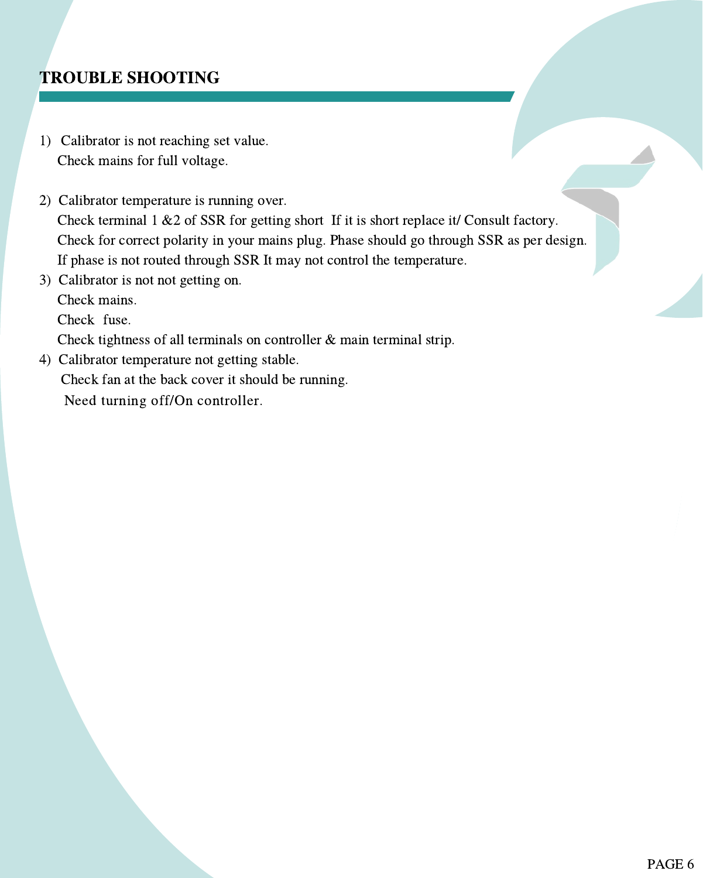## TROUBLE SHOOTING

1) Calibrator is not reaching set value.
   Check mains for full voltage.

2) Calibrator temperature is running over.
   Check terminal 1 &2 of SSR for getting short If it is short replace it/ Consult factory.
   Check for correct polarity in your mains plug. Phase should go through SSR as per design.
   If phase is not routed through SSR It may not control the temperature.
3) Calibrator is not not getting on.
   Check mains.
   Check fuse.
   Check tightness of all terminals on controller & main terminal strip.
4) Calibrator temperature not getting stable.
   Check fan at the back cover it should be running.
   Need turning off/On controller.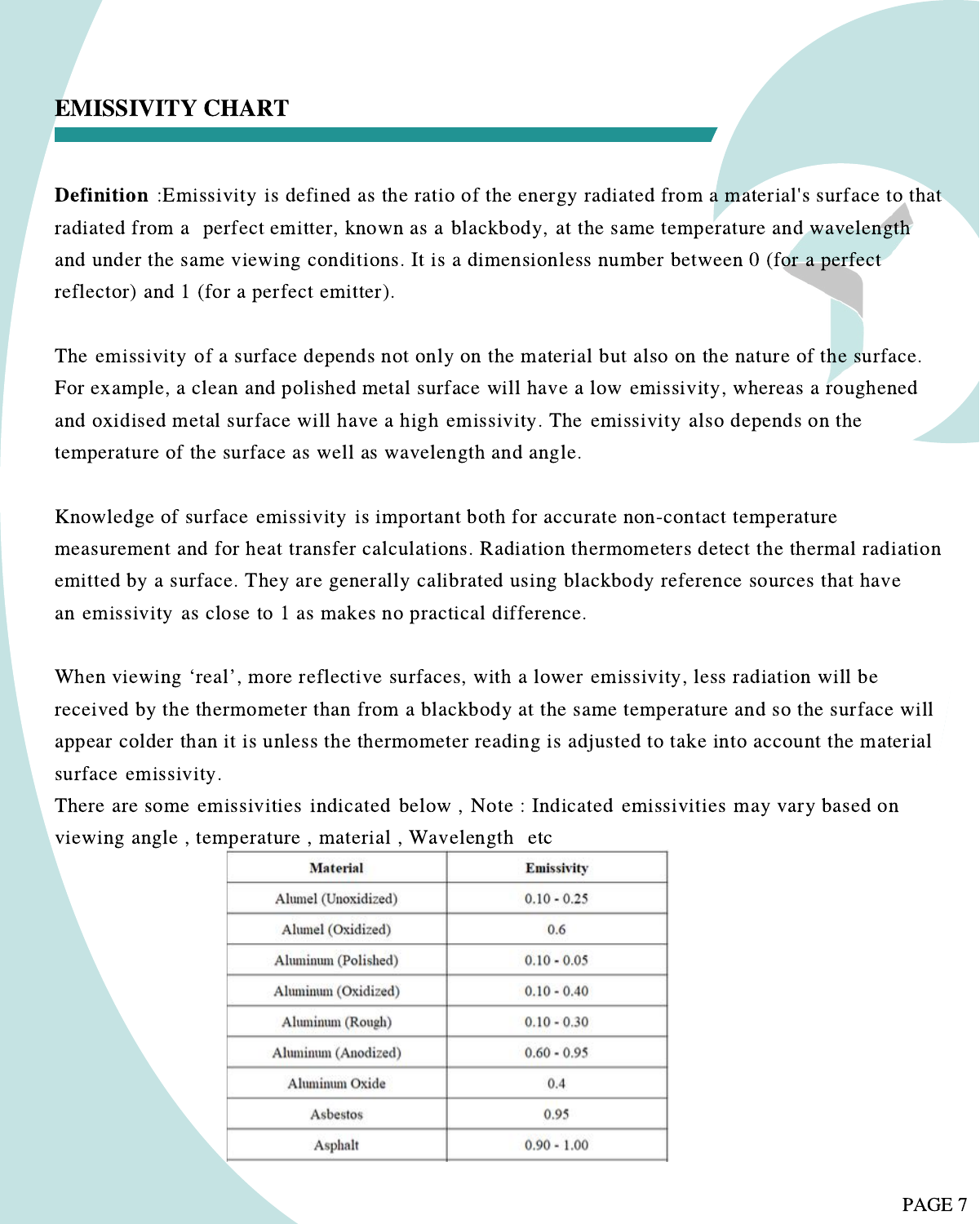## EMISSIVITY CHART

**Definition** :Emissivity is defined as the ratio of the energy radiated from a material's surface to that radiated from a perfect emitter, known as a blackbody, at the same temperature and wavelength and under the same viewing conditions. It is a dimensionless number between 0 (for a perfect reflector) and 1 (for a perfect emitter).

The emissivity of a surface depends not only on the material but also on the nature of the surface. For example, a clean and polished metal surface will have a low emissivity, whereas a roughened and oxidised metal surface will have a high emissivity. The emissivity also depends on the temperature of the surface as well as wavelength and angle.

Knowledge of surface emissivity is important both for accurate non-contact temperature measurement and for heat transfer calculations. Radiation thermometers detect the thermal radiation emitted by a surface. They are generally calibrated using blackbody reference sources that have an emissivity as close to 1 as makes no practical difference.

When viewing 'real', more reflective surfaces, with a lower emissivity, less radiation will be received by the thermometer than from a blackbody at the same temperature and so the surface will appear colder than it is unless the thermometer reading is adjusted to take into account the material surface emissivity.

There are some emissivities indicated below , Note : Indicated emissivities may vary based on viewing angle , temperature , material , Wavelength etc

| Material | Emissivity |
|---|---|
| Alumel (Unoxidized) | 0.10 - 0.25 |
| Alumel (Oxidized) | 0.6 |
| Aluminum (Polished) | 0.10 - 0.05 |
| Aluminum (Oxidized) | 0.10 - 0.40 |
| Aluminum (Rough) | 0.10 - 0.30 |
| Aluminum (Anodized) | 0.60 - 0.95 |
| Aluminum Oxide | 0.4 |
| Asbestos | 0.95 |
| Asphalt | 0.90 - 1.00 |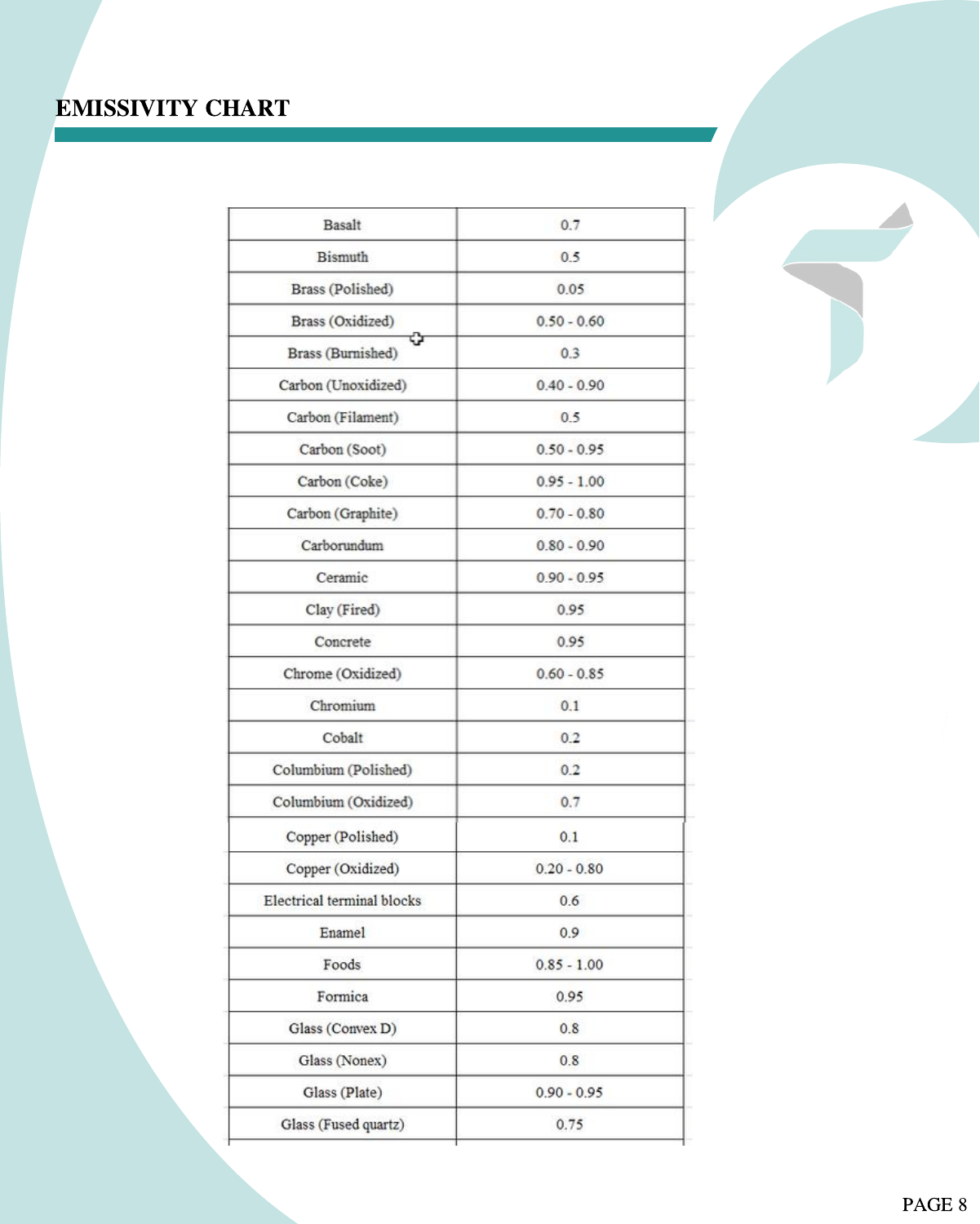# EMISSIVITY CHART

| | |
|---|---|
| Basalt | 0.7 |
| Bismuth | 0.5 |
| Brass (Polished) | 0.05 |
| Brass (Oxidized) | 0.50 - 0.60 |
| Brass (Burnished) | 0.3 |
| Carbon (Unoxidized) | 0.40 - 0.90 |
| Carbon (Filament) | 0.5 |
| Carbon (Soot) | 0.50 - 0.95 |
| Carbon (Coke) | 0.95 - 1.00 |
| Carbon (Graphite) | 0.70 - 0.80 |
| Carborundum | 0.80 - 0.90 |
| Ceramic | 0.90 - 0.95 |
| Clay (Fired) | 0.95 |
| Concrete | 0.95 |
| Chrome (Oxidized) | 0.60 - 0.85 |
| Chromium | 0.1 |
| Cobalt | 0.2 |
| Columbium (Polished) | 0.2 |
| Columbium (Oxidized) | 0.7 |
| Copper (Polished) | 0.1 |
| Copper (Oxidized) | 0.20 - 0.80 |
| Electrical terminal blocks | 0.6 |
| Enamel | 0.9 |
| Foods | 0.85 - 1.00 |
| Formica | 0.95 |
| Glass (Convex D) | 0.8 |
| Glass (Nonex) | 0.8 |
| Glass (Plate) | 0.90 - 0.95 |
| Glass (Fused quartz) | 0.75 |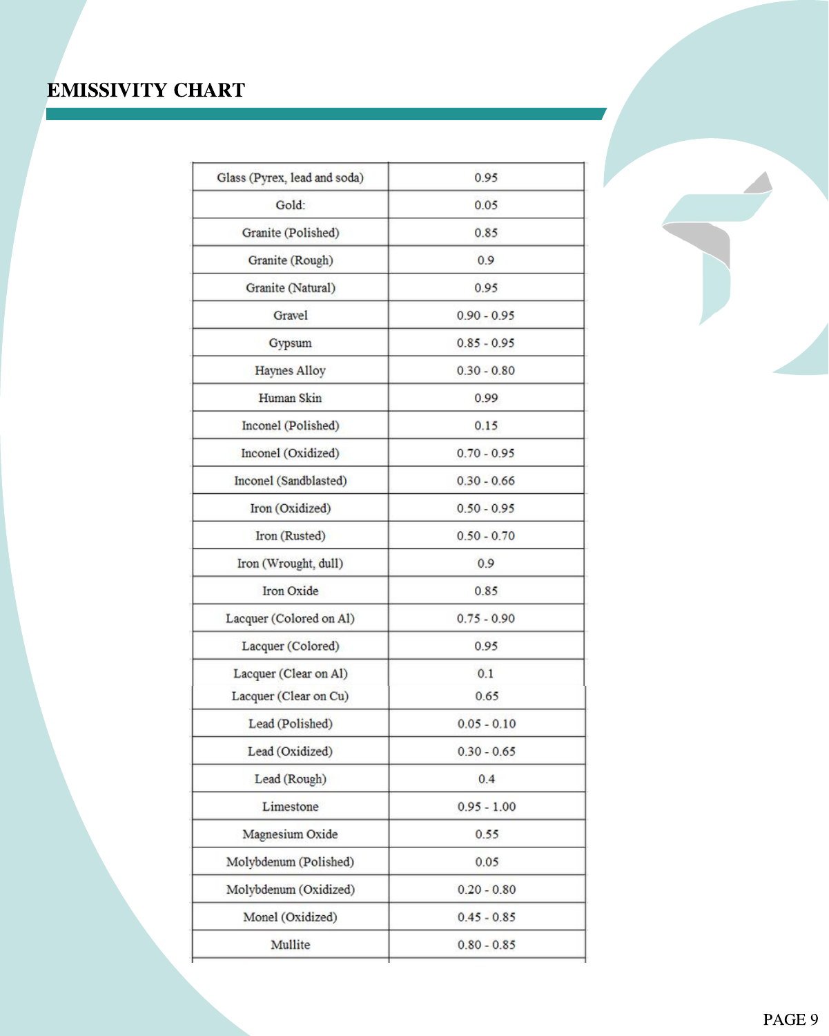## EMISSIVITY CHART

| | |
|---|---|
| Glass (Pyrex, lead and soda) | 0.95 |
| Gold: | 0.05 |
| Granite (Polished) | 0.85 |
| Granite (Rough) | 0.9 |
| Granite (Natural) | 0.95 |
| Gravel | 0.90 - 0.95 |
| Gypsum | 0.85 - 0.95 |
| Haynes Alloy | 0.30 - 0.80 |
| Human Skin | 0.99 |
| Inconel (Polished) | 0.15 |
| Inconel (Oxidized) | 0.70 - 0.95 |
| Inconel (Sandblasted) | 0.30 - 0.66 |
| Iron (Oxidized) | 0.50 - 0.95 |
| Iron (Rusted) | 0.50 - 0.70 |
| Iron (Wrought, dull) | 0.9 |
| Iron Oxide | 0.85 |
| Lacquer (Colored on Al) | 0.75 - 0.90 |
| Lacquer (Colored) | 0.95 |
| Lacquer (Clear on Al) | 0.1 |
| Lacquer (Clear on Cu) | 0.65 |
| Lead (Polished) | 0.05 - 0.10 |
| Lead (Oxidized) | 0.30 - 0.65 |
| Lead (Rough) | 0.4 |
| Limestone | 0.95 - 1.00 |
| Magnesium Oxide | 0.55 |
| Molybdenum (Polished) | 0.05 |
| Molybdenum (Oxidized) | 0.20 - 0.80 |
| Monel (Oxidized) | 0.45 - 0.85 |
| Mullite | 0.80 - 0.85 |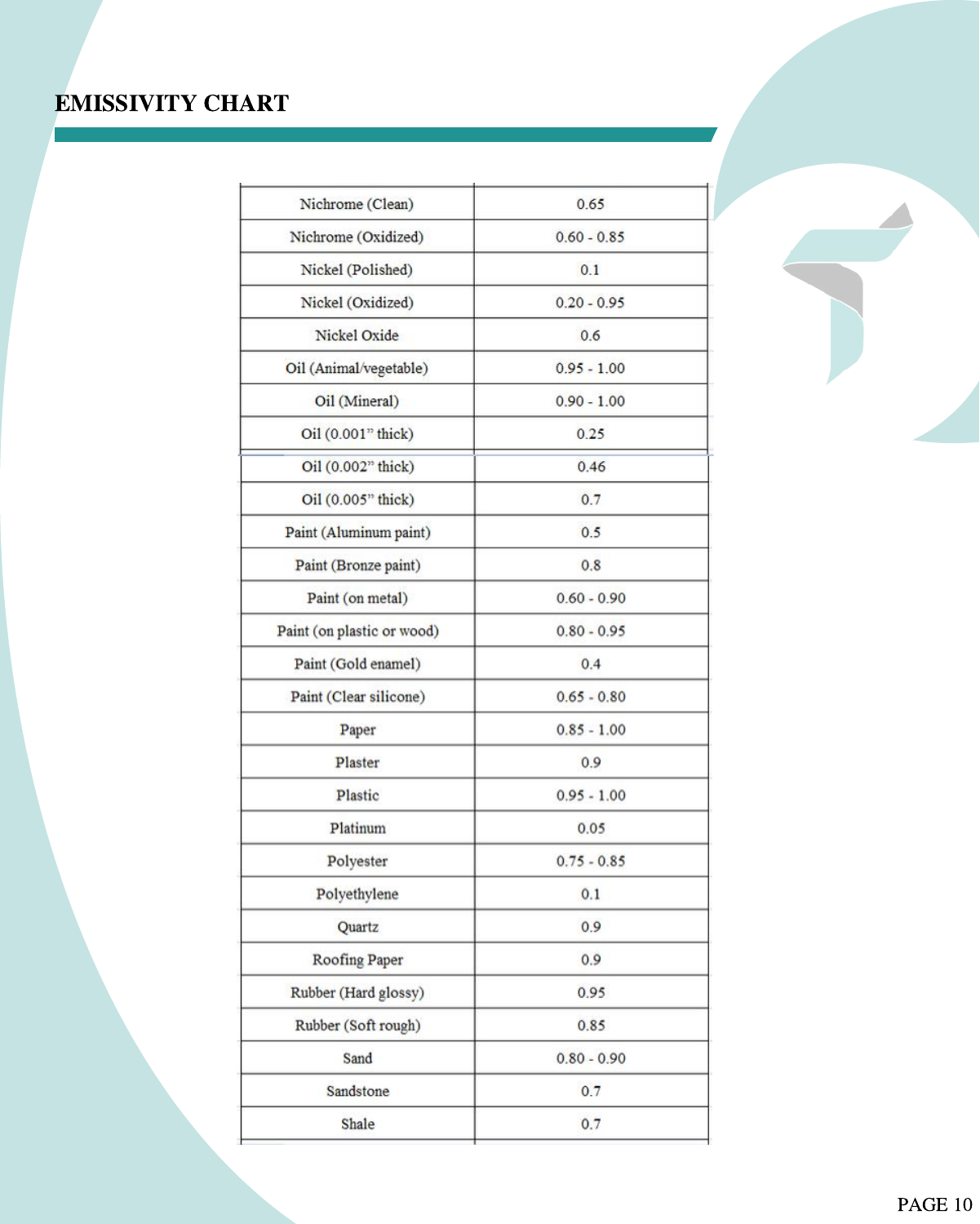## EMISSIVITY CHART

| | |
|---|---|
| Nichrome (Clean) | 0.65 |
| Nichrome (Oxidized) | 0.60 - 0.85 |
| Nickel (Polished) | 0.1 |
| Nickel (Oxidized) | 0.20 - 0.95 |
| Nickel Oxide | 0.6 |
| Oil (Animal/vegetable) | 0.95 - 1.00 |
| Oil (Mineral) | 0.90 - 1.00 |
| Oil (0.001" thick) | 0.25 |
| Oil (0.002" thick) | 0.46 |
| Oil (0.005" thick) | 0.7 |
| Paint (Aluminum paint) | 0.5 |
| Paint (Bronze paint) | 0.8 |
| Paint (on metal) | 0.60 - 0.90 |
| Paint (on plastic or wood) | 0.80 - 0.95 |
| Paint (Gold enamel) | 0.4 |
| Paint (Clear silicone) | 0.65 - 0.80 |
| Paper | 0.85 - 1.00 |
| Plaster | 0.9 |
| Plastic | 0.95 - 1.00 |
| Platinum | 0.05 |
| Polyester | 0.75 - 0.85 |
| Polyethylene | 0.1 |
| Quartz | 0.9 |
| Roofing Paper | 0.9 |
| Rubber (Hard glossy) | 0.95 |
| Rubber (Soft rough) | 0.85 |
| Sand | 0.80 - 0.90 |
| Sandstone | 0.7 |
| Shale | 0.7 |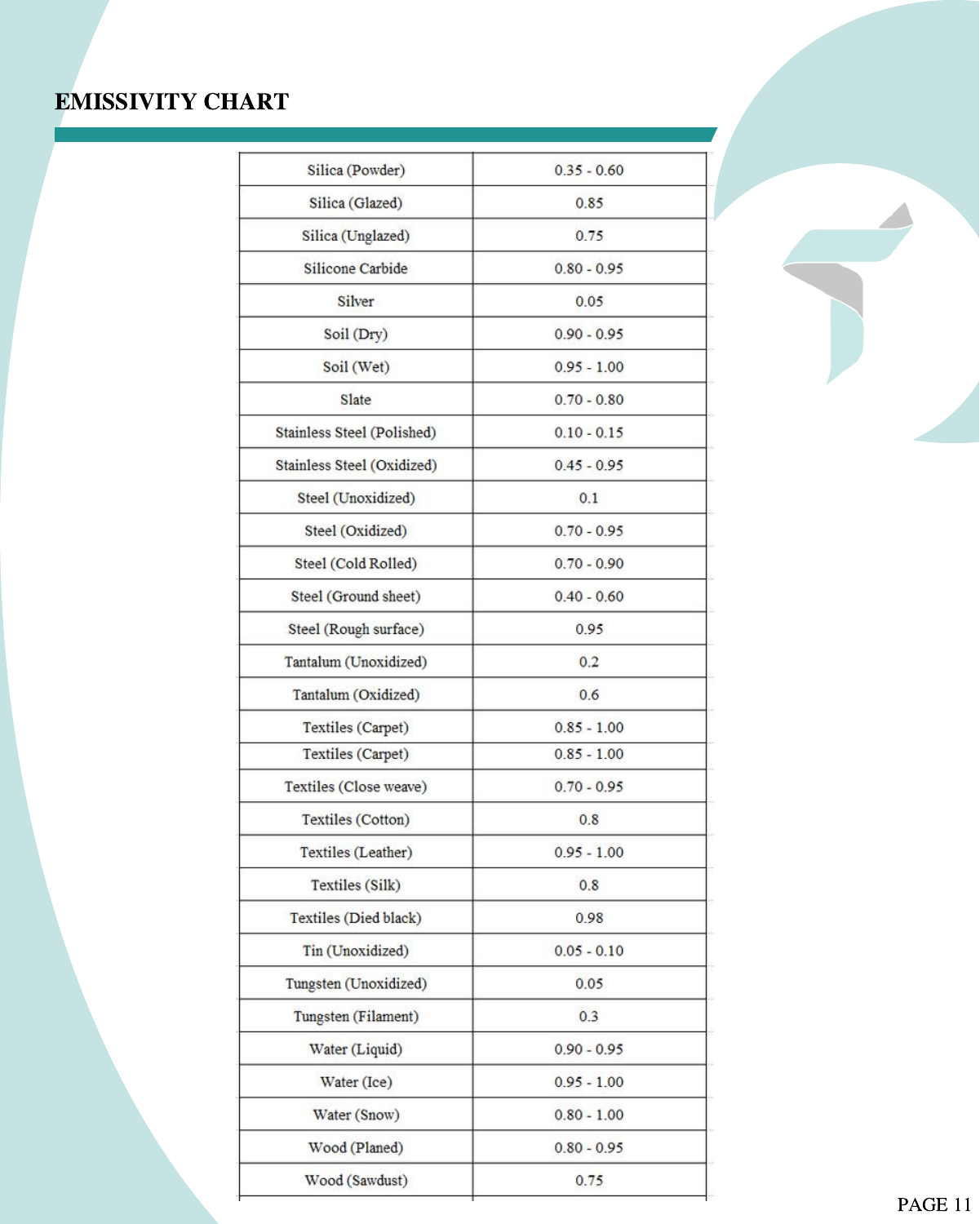## EMISSIVITY CHART

| | |
|---|---|
| Silica (Powder) | 0.35 - 0.60 |
| Silica (Glazed) | 0.85 |
| Silica (Unglazed) | 0.75 |
| Silicone Carbide | 0.80 - 0.95 |
| Silver | 0.05 |
| Soil (Dry) | 0.90 - 0.95 |
| Soil (Wet) | 0.95 - 1.00 |
| Slate | 0.70 - 0.80 |
| Stainless Steel (Polished) | 0.10 - 0.15 |
| Stainless Steel (Oxidized) | 0.45 - 0.95 |
| Steel (Unoxidized) | 0.1 |
| Steel (Oxidized) | 0.70 - 0.95 |
| Steel (Cold Rolled) | 0.70 - 0.90 |
| Steel (Ground sheet) | 0.40 - 0.60 |
| Steel (Rough surface) | 0.95 |
| Tantalum (Unoxidized) | 0.2 |
| Tantalum (Oxidized) | 0.6 |
| Textiles (Carpet) | 0.85 - 1.00 |
| Textiles (Carpet) | 0.85 - 1.00 |
| Textiles (Close weave) | 0.70 - 0.95 |
| Textiles (Cotton) | 0.8 |
| Textiles (Leather) | 0.95 - 1.00 |
| Textiles (Silk) | 0.8 |
| Textiles (Died black) | 0.98 |
| Tin (Unoxidized) | 0.05 - 0.10 |
| Tungsten (Unoxidized) | 0.05 |
| Tungsten (Filament) | 0.3 |
| Water (Liquid) | 0.90 - 0.95 |
| Water (Ice) | 0.95 - 1.00 |
| Water (Snow) | 0.80 - 1.00 |
| Wood (Planed) | 0.80 - 0.95 |
| Wood (Sawdust) | 0.75 |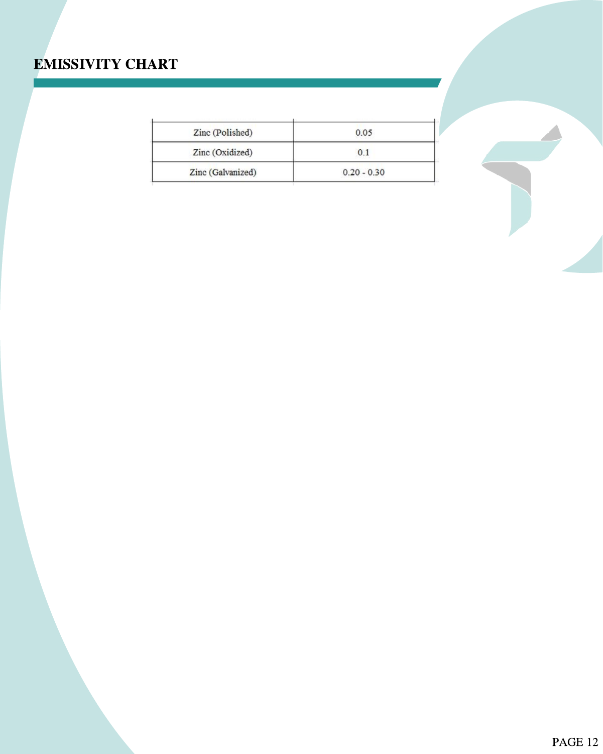# EMISSIVITY CHART

| | |
|---|---|
| Zinc (Polished) | 0.05 |
| Zinc (Oxidized) | 0.1 |
| Zinc (Galvanized) | 0.20 - 0.30 |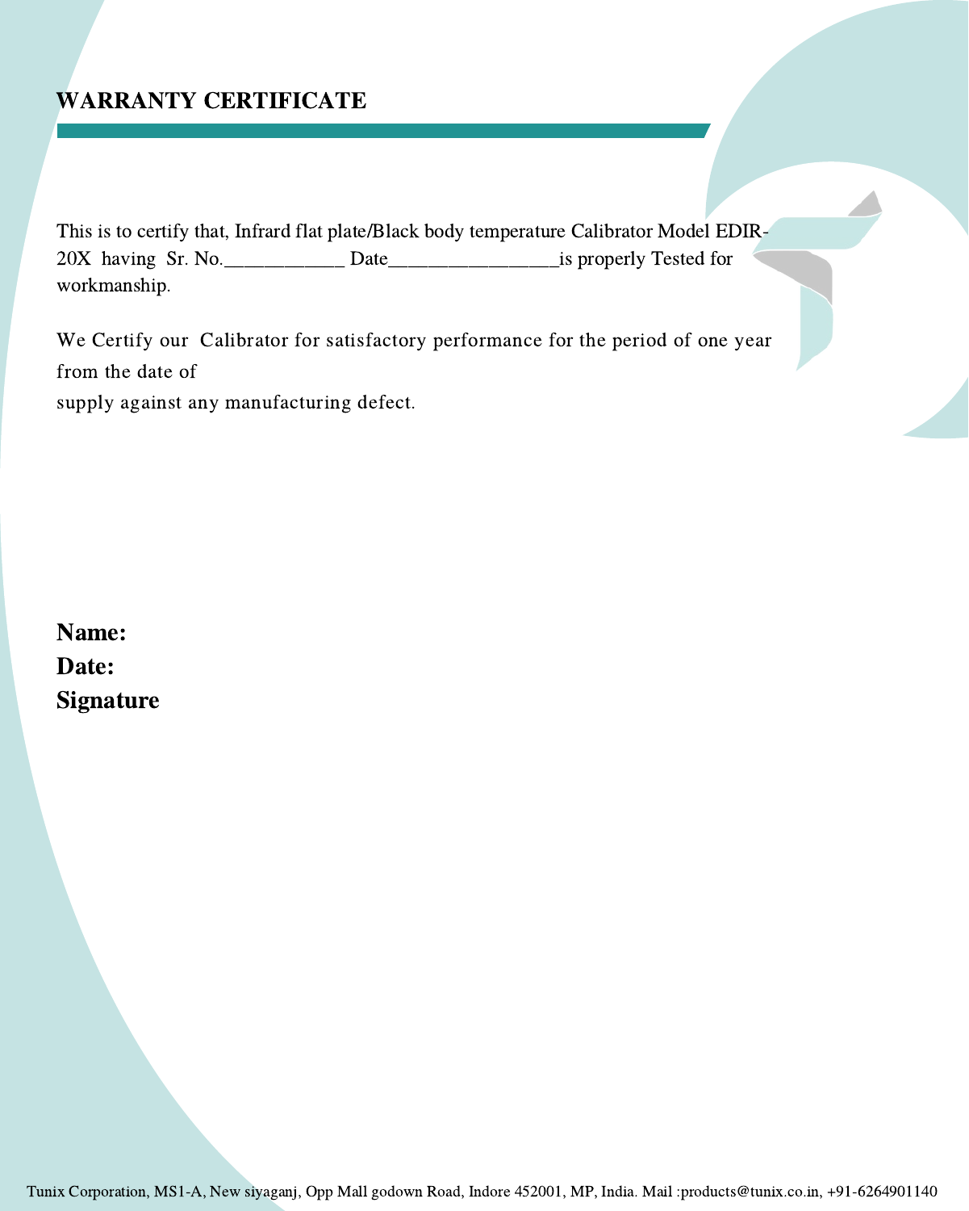# WARRANTY CERTIFICATE

This is to certify that, Infrared flat plate/Black body temperature Calibrator Model EDIR-20X having Sr. No.____________ Date_________________is properly Tested for workmanship.

We Certify our Calibrator for satisfactory performance for the period of one year from the date of
supply against any manufacturing defect.

**Name:**
**Date:**
**Signature**

Tunix Corporation, MS1-A, New siyaganj, Opp Mall godown Road, Indore 452001, MP, India. Mail :products@tunix.co.in, +91-6264901140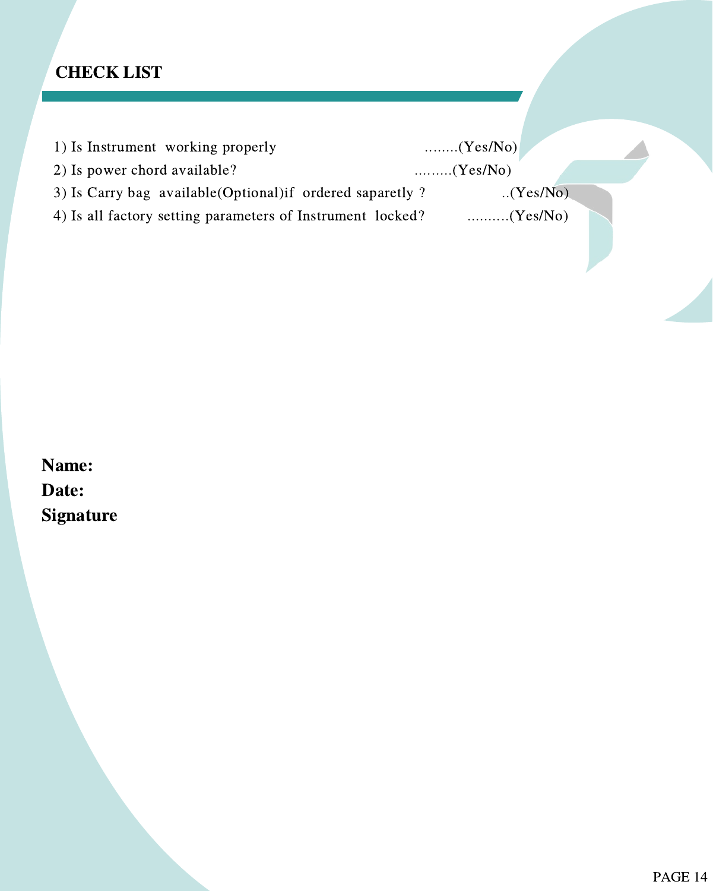## CHECK LIST

1) Is Instrument working properly ........(Yes/No)
2) Is power chord available? .........(Yes/No)
3) Is Carry bag available(Optional)if ordered saparetly ? ..(Yes/No)
4) Is all factory setting parameters of Instrument locked? ..........(Yes/No)

**Name:**
**Date:**
**Signature**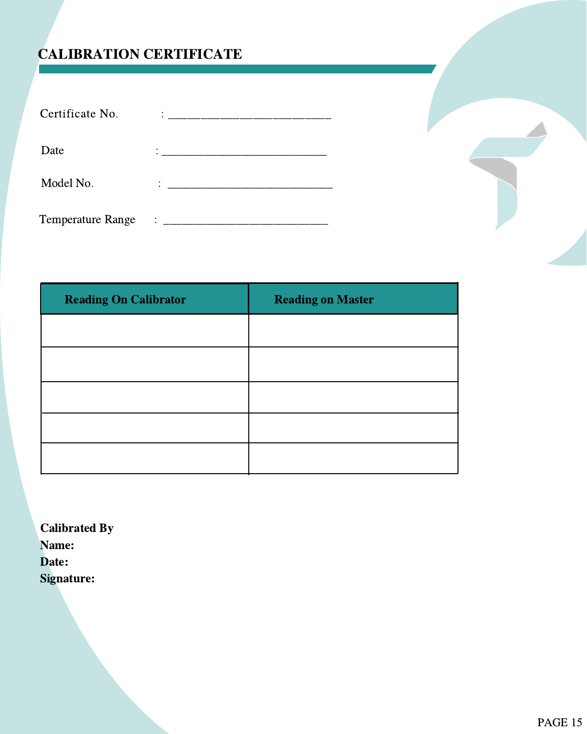# CALIBRATION CERTIFICATE

Certificate No. : ___________________________

Date : ___________________________

Model No. : ___________________________

Temperature Range : ___________________________

| Reading On Calibrator | Reading on Master |
|---|---|
| | |
| | |
| | |
| | |
| | |

**Calibrated By**
**Name:**
**Date:**
**Signature:**